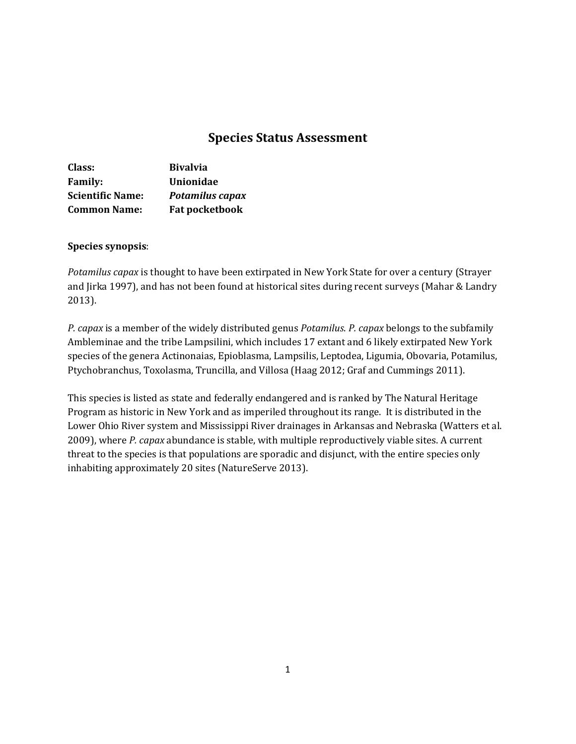# Species Status Assessment

**Class:** Bivalvia
**Family:** Unionidae
**Scientific Name:** ***Potamilus capax***
**Common Name:** Fat pocketbook

**Species synopsis**:

*Potamilus capax* is thought to have been extirpated in New York State for over a century (Strayer and Jirka 1997), and has not been found at historical sites during recent surveys (Mahar & Landry 2013).

*P. capax* is a member of the widely distributed genus *Potamilus*. *P. capax* belongs to the subfamily Ambleminae and the tribe Lampsilini, which includes 17 extant and 6 likely extirpated New York species of the genera Actinonaias, Epioblasma, Lampsilis, Leptodea, Ligumia, Obovaria, Potamilus, Ptychobranchus, Toxolasma, Truncilla, and Villosa (Haag 2012; Graf and Cummings 2011).

This species is listed as state and federally endangered and is ranked by The Natural Heritage Program as historic in New York and as imperiled throughout its range. It is distributed in the Lower Ohio River system and Mississippi River drainages in Arkansas and Nebraska (Watters et al. 2009), where *P. capax* abundance is stable, with multiple reproductively viable sites. A current threat to the species is that populations are sporadic and disjunct, with the entire species only inhabiting approximately 20 sites (NatureServe 2013).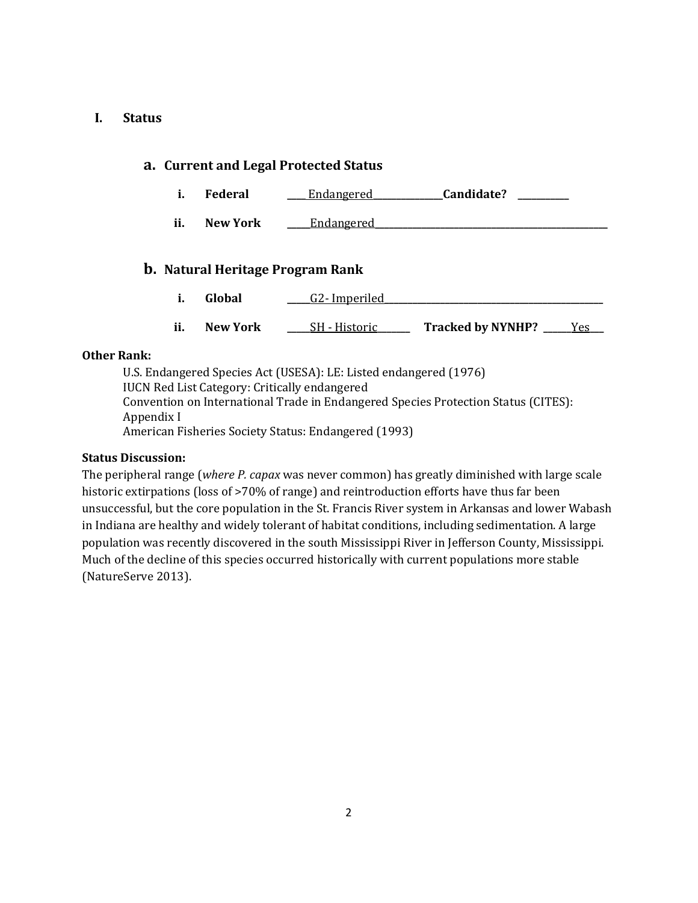# I. Status

## a. Current and Legal Protected Status

i. **Federal** ____Endangered______________**Candidate?** __________

ii. **New York** _____Endangered__________________________________________________

## b. Natural Heritage Program Rank

i. **Global** _____G2- Imperiled______________________________________________

ii. **New York** _____SH - Historic_______ **Tracked by NYNHP?** ______Yes___

**Other Rank:**

U.S. Endangered Species Act (USESA): LE: Listed endangered (1976)
IUCN Red List Category: Critically endangered
Convention on International Trade in Endangered Species Protection Status (CITES): Appendix I
American Fisheries Society Status: Endangered (1993)

**Status Discussion:**

The peripheral range (*where P. capax* was never common) has greatly diminished with large scale historic extirpations (loss of >70% of range) and reintroduction efforts have thus far been unsuccessful, but the core population in the St. Francis River system in Arkansas and lower Wabash in Indiana are healthy and widely tolerant of habitat conditions, including sedimentation. A large population was recently discovered in the south Mississippi River in Jefferson County, Mississippi. Much of the decline of this species occurred historically with current populations more stable (NatureServe 2013).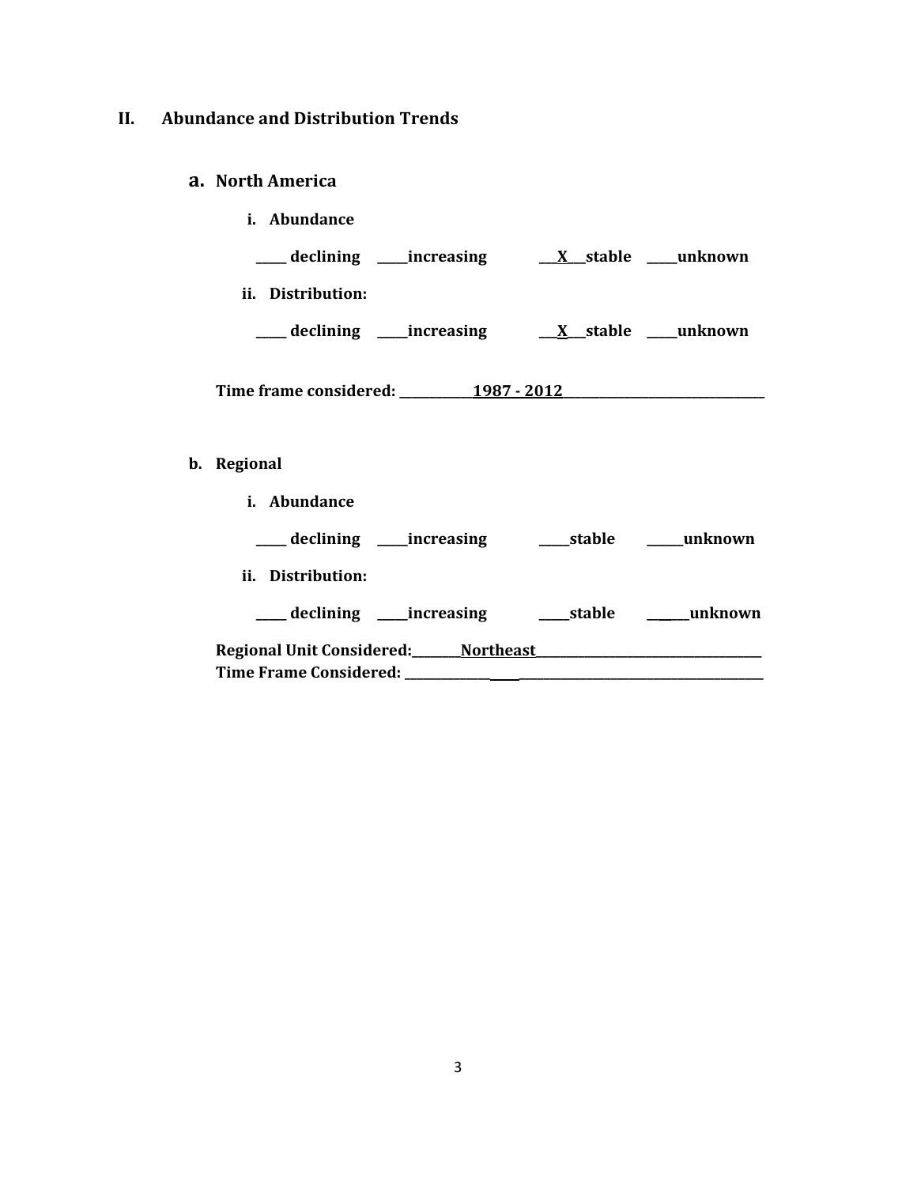## II. Abundance and Distribution Trends

### a. North America

**i. Abundance**

**_____ declining _____increasing ___X___stable _____unknown**

**ii. Distribution:**

**_____ declining _____increasing ___X___stable _____unknown**

**Time frame considered: ____________1987 - 2012________________________________**

### b. Regional

**i. Abundance**

**_____ declining _____increasing _____stable ______unknown**

**ii. Distribution:**

**_____ declining _____increasing _____stable _______unknown**

**Regional Unit Considered:________Northeast_____________________________________**

**Time Frame Considered: ______________________________________________________**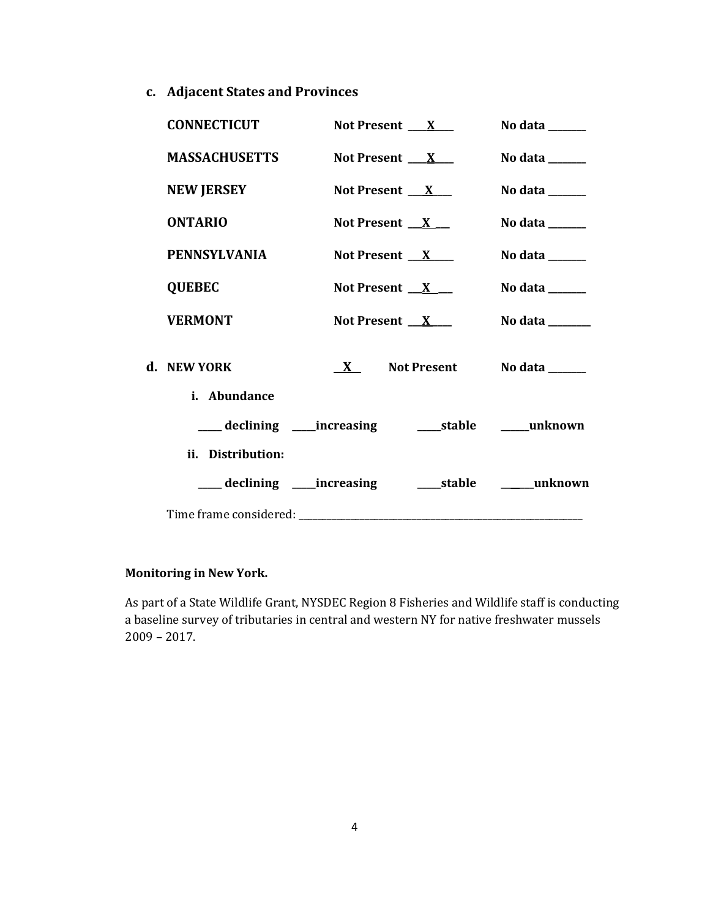**c. Adjacent States and Provinces**

| | | |
|---|---|---|
| **CONNECTICUT** | **Not Present ___X___** | **No data _______** |
| **MASSACHUSETTS** | **Not Present ___X___** | **No data _______** |
| **NEW JERSEY** | **Not Present ___X___** | **No data _______** |
| **ONTARIO** | **Not Present ___X___** | **No data _______** |
| **PENNSYLVANIA** | **Not Present ___X___** | **No data _______** |
| **QUEBEC** | **Not Present ___X___** | **No data _______** |
| **VERMONT** | **Not Present ___X___** | **No data _______** |

**d. NEW YORK** **__X__ Not Present** **No data _______**

**i. Abundance**

**_____ declining _____increasing _____stable ______unknown**

**ii. Distribution:**

**_____ declining _____increasing _____stable ______unknown**

Time frame considered: ___________________________________________

**Monitoring in New York.**

As part of a State Wildlife Grant, NYSDEC Region 8 Fisheries and Wildlife staff is conducting a baseline survey of tributaries in central and western NY for native freshwater mussels 2009 – 2017.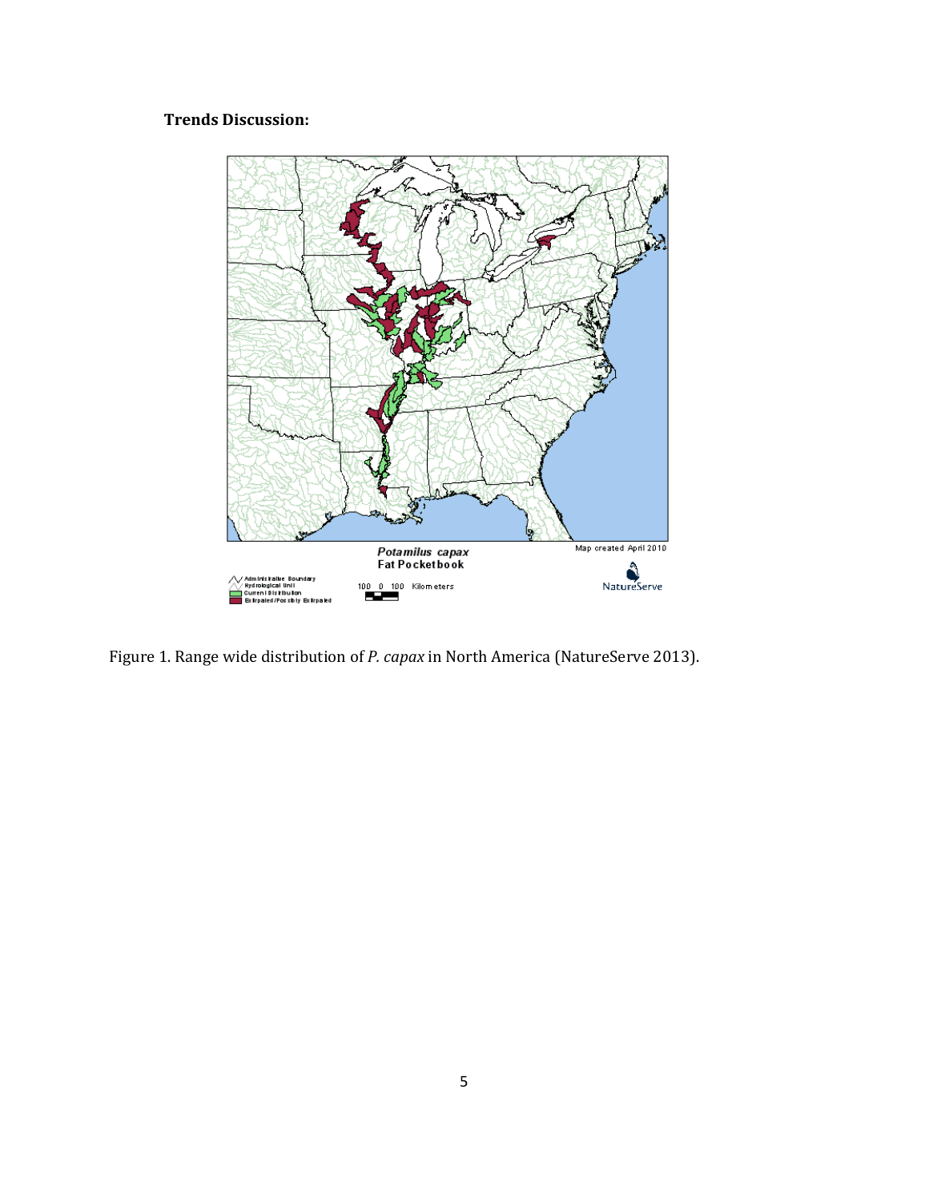**Trends Discussion:**

Figure 1. Range wide distribution of *P. capax* in North America (NatureServe 2013).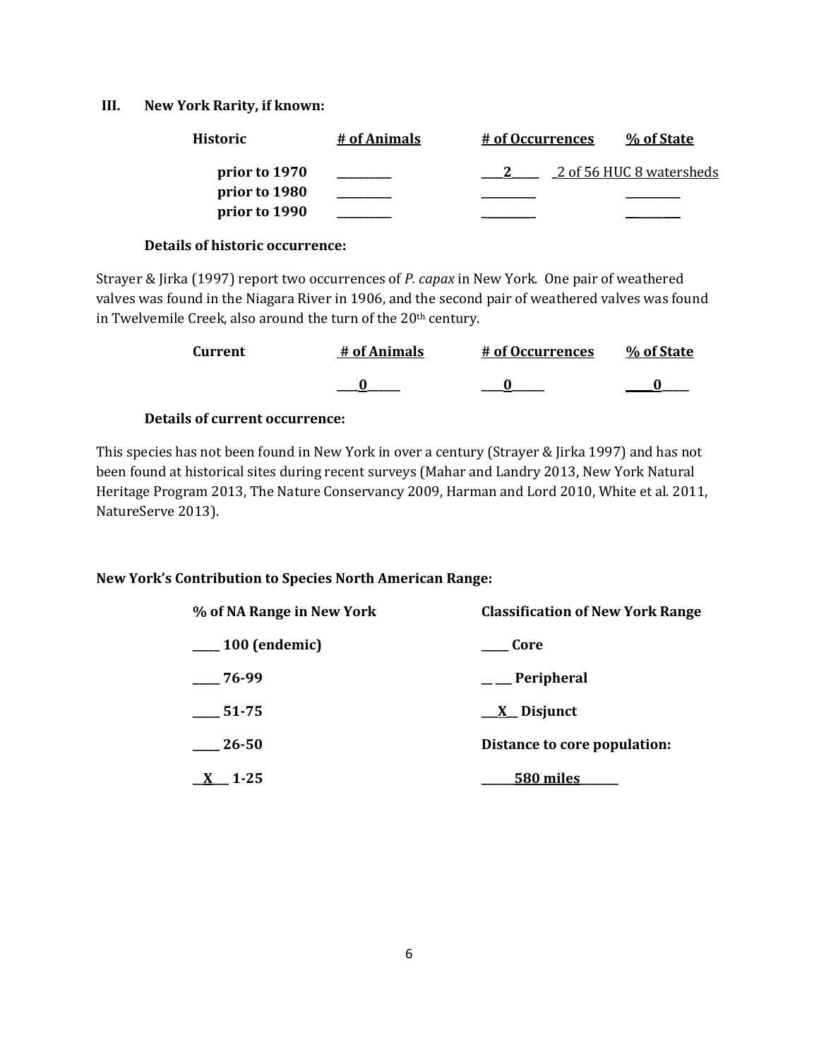## III. New York Rarity, if known:

| Historic | # of Animals | # of Occurrences | % of State |
|---|---|---|---|
| prior to 1970 | _______ | ___2____ | _2 of 56 HUC 8 watersheds |
| prior to 1980 | _______ | _______ | _______ |
| prior to 1990 | _______ | _______ | _______ |

**Details of historic occurrence:**

Strayer & Jirka (1997) report two occurrences of *P. capax* in New York. One pair of weathered valves was found in the Niagara River in 1906, and the second pair of weathered valves was found in Twelvemile Creek, also around the turn of the 20th century.

| Current | # of Animals | # of Occurrences | % of State |
|---|---|---|---|
| | ___0_____ | ___0_____ | ____0____ |

**Details of current occurrence:**

This species has not been found in New York in over a century (Strayer & Jirka 1997) and has not been found at historical sites during recent surveys (Mahar and Landry 2013, New York Natural Heritage Program 2013, The Nature Conservancy 2009, Harman and Lord 2010, White et al. 2011, NatureServe 2013).

**New York's Contribution to Species North American Range:**

| % of NA Range in New York | Classification of New York Range |
|---|---|
| _____ 100 (endemic) | _____ Core |
| _____ 76-99 | __ __ Peripheral |
| _____ 51-75 | ___X__ Disjunct |
| _____ 26-50 | Distance to core population: |
| __X___ 1-25 | ______580 miles_______ |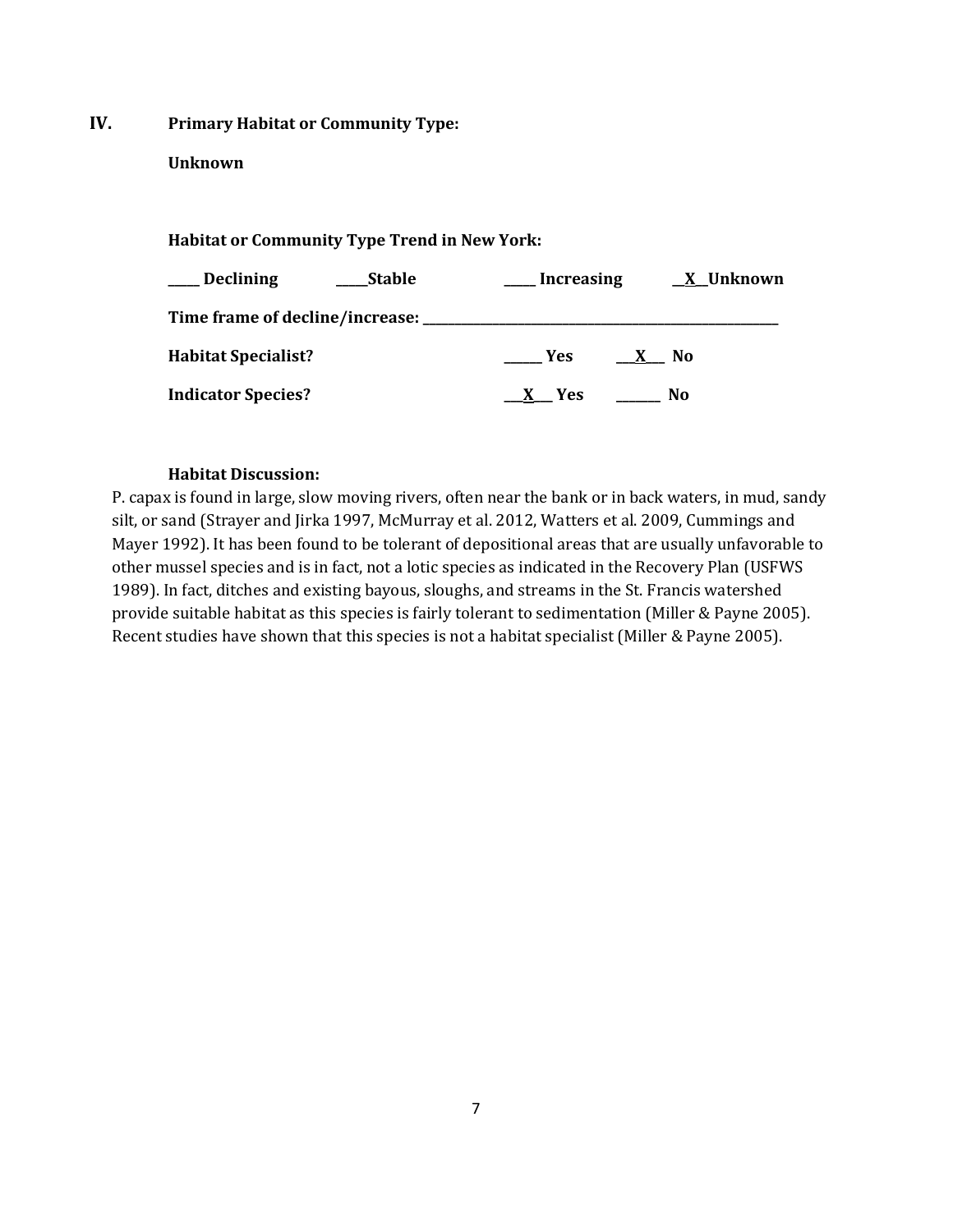## IV. Primary Habitat or Community Type:

**Unknown**

**Habitat or Community Type Trend in New York:**

**____ Declining ____Stable ____ Increasing __X__Unknown**

**Time frame of decline/increase: ___________________________________**

**Habitat Specialist? ______ Yes ___X___ No**

**Indicator Species? ___X___ Yes ______ No**

**Habitat Discussion:**

P. capax is found in large, slow moving rivers, often near the bank or in back waters, in mud, sandy silt, or sand (Strayer and Jirka 1997, McMurray et al. 2012, Watters et al. 2009, Cummings and Mayer 1992). It has been found to be tolerant of depositional areas that are usually unfavorable to other mussel species and is in fact, not a lotic species as indicated in the Recovery Plan (USFWS 1989). In fact, ditches and existing bayous, sloughs, and streams in the St. Francis watershed provide suitable habitat as this species is fairly tolerant to sedimentation (Miller & Payne 2005). Recent studies have shown that this species is not a habitat specialist (Miller & Payne 2005).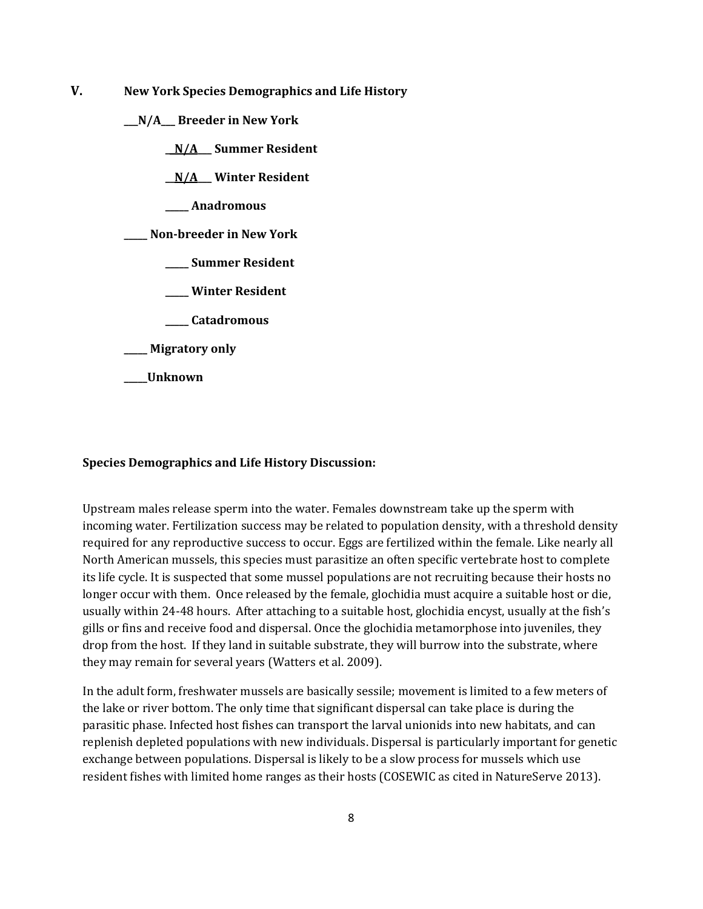## V. New York Species Demographics and Life History

**\_\_\_N/A\_\_\_ Breeder in New York**

  **\_\_N/A\_\_\_ Summer Resident**

  **\_\_N/A\_\_\_ Winter Resident**

  **\_\_\_\_\_ Anadromous**

**\_\_\_\_\_ Non-breeder in New York**

  **\_\_\_\_\_ Summer Resident**

  **\_\_\_\_\_ Winter Resident**

  **\_\_\_\_\_ Catadromous**

**\_\_\_\_\_ Migratory only**

**\_\_\_\_\_Unknown**

**Species Demographics and Life History Discussion:**

Upstream males release sperm into the water. Females downstream take up the sperm with incoming water. Fertilization success may be related to population density, with a threshold density required for any reproductive success to occur. Eggs are fertilized within the female. Like nearly all North American mussels, this species must parasitize an often specific vertebrate host to complete its life cycle. It is suspected that some mussel populations are not recruiting because their hosts no longer occur with them. Once released by the female, glochidia must acquire a suitable host or die, usually within 24-48 hours. After attaching to a suitable host, glochidia encyst, usually at the fish's gills or fins and receive food and dispersal. Once the glochidia metamorphose into juveniles, they drop from the host. If they land in suitable substrate, they will burrow into the substrate, where they may remain for several years (Watters et al. 2009).

In the adult form, freshwater mussels are basically sessile; movement is limited to a few meters of the lake or river bottom. The only time that significant dispersal can take place is during the parasitic phase. Infected host fishes can transport the larval unionids into new habitats, and can replenish depleted populations with new individuals. Dispersal is particularly important for genetic exchange between populations. Dispersal is likely to be a slow process for mussels which use resident fishes with limited home ranges as their hosts (COSEWIC as cited in NatureServe 2013).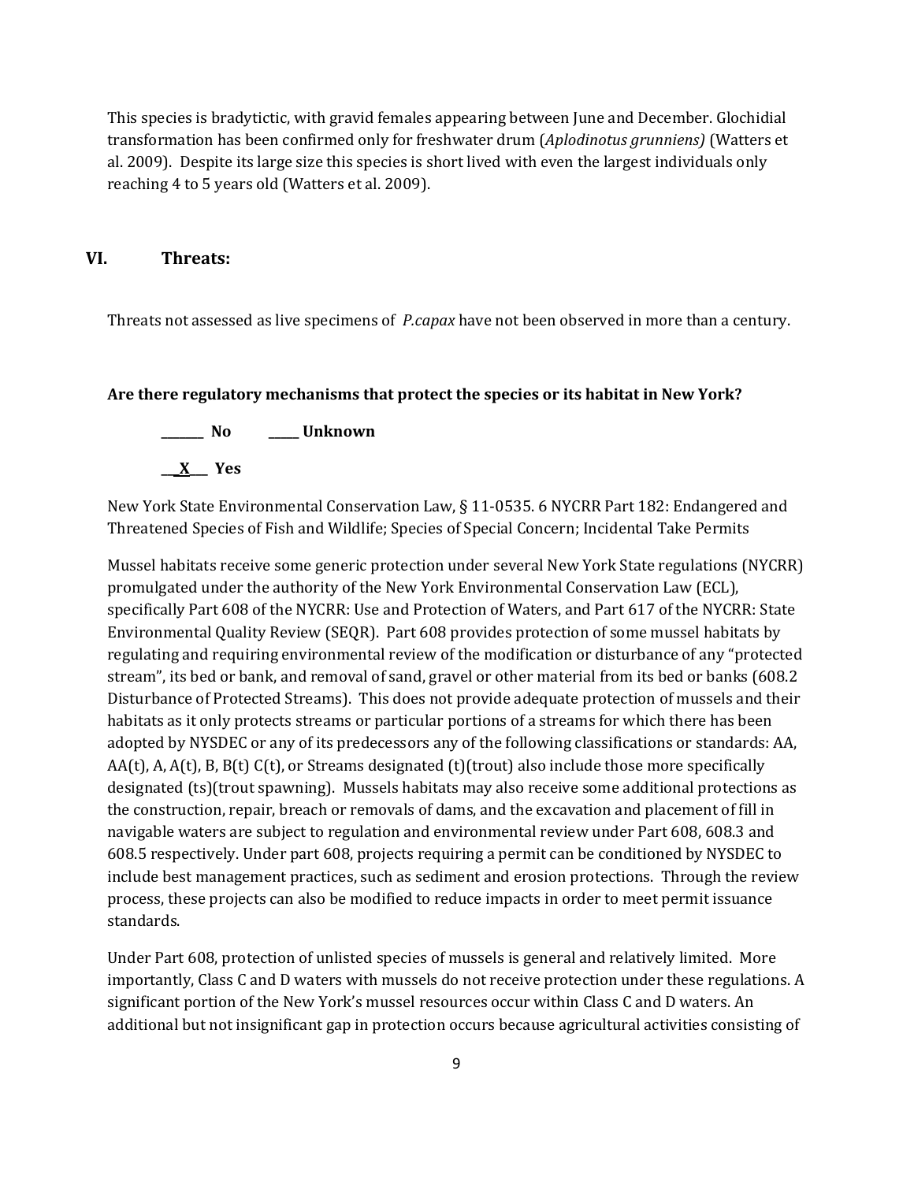This species is bradytictic, with gravid females appearing between June and December. Glochidial transformation has been confirmed only for freshwater drum (*Aplodinotus grunniens)* (Watters et al. 2009). Despite its large size this species is short lived with even the largest individuals only reaching 4 to 5 years old (Watters et al. 2009).

## VI. Threats:

Threats not assessed as live specimens of *P.capax* have not been observed in more than a century.

**Are there regulatory mechanisms that protect the species or its habitat in New York?**

**_______ No &nbsp;&nbsp;&nbsp;&nbsp;&nbsp; _____ Unknown**

**__X__ Yes**

New York State Environmental Conservation Law, § 11-0535. 6 NYCRR Part 182: Endangered and Threatened Species of Fish and Wildlife; Species of Special Concern; Incidental Take Permits

Mussel habitats receive some generic protection under several New York State regulations (NYCRR) promulgated under the authority of the New York Environmental Conservation Law (ECL), specifically Part 608 of the NYCRR: Use and Protection of Waters, and Part 617 of the NYCRR: State Environmental Quality Review (SEQR). Part 608 provides protection of some mussel habitats by regulating and requiring environmental review of the modification or disturbance of any "protected stream", its bed or bank, and removal of sand, gravel or other material from its bed or banks (608.2 Disturbance of Protected Streams). This does not provide adequate protection of mussels and their habitats as it only protects streams or particular portions of a streams for which there has been adopted by NYSDEC or any of its predecessors any of the following classifications or standards: AA, AA(t), A, A(t), B, B(t) C(t), or Streams designated (t)(trout) also include those more specifically designated (ts)(trout spawning). Mussels habitats may also receive some additional protections as the construction, repair, breach or removals of dams, and the excavation and placement of fill in navigable waters are subject to regulation and environmental review under Part 608, 608.3 and 608.5 respectively. Under part 608, projects requiring a permit can be conditioned by NYSDEC to include best management practices, such as sediment and erosion protections. Through the review process, these projects can also be modified to reduce impacts in order to meet permit issuance standards.

Under Part 608, protection of unlisted species of mussels is general and relatively limited. More importantly, Class C and D waters with mussels do not receive protection under these regulations. A significant portion of the New York's mussel resources occur within Class C and D waters. An additional but not insignificant gap in protection occurs because agricultural activities consisting of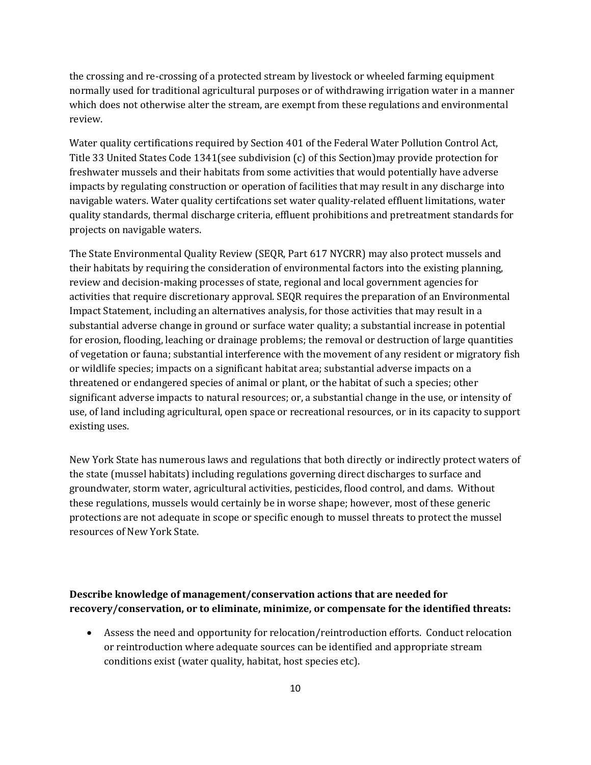the crossing and re-crossing of a protected stream by livestock or wheeled farming equipment normally used for traditional agricultural purposes or of withdrawing irrigation water in a manner which does not otherwise alter the stream, are exempt from these regulations and environmental review.

Water quality certifications required by Section 401 of the Federal Water Pollution Control Act, Title 33 United States Code 1341(see subdivision (c) of this Section)may provide protection for freshwater mussels and their habitats from some activities that would potentially have adverse impacts by regulating construction or operation of facilities that may result in any discharge into navigable waters. Water quality certifcations set water quality-related effluent limitations, water quality standards, thermal discharge criteria, effluent prohibitions and pretreatment standards for projects on navigable waters.

The State Environmental Quality Review (SEQR, Part 617 NYCRR) may also protect mussels and their habitats by requiring the consideration of environmental factors into the existing planning, review and decision-making processes of state, regional and local government agencies for activities that require discretionary approval. SEQR requires the preparation of an Environmental Impact Statement, including an alternatives analysis, for those activities that may result in a substantial adverse change in ground or surface water quality; a substantial increase in potential for erosion, flooding, leaching or drainage problems; the removal or destruction of large quantities of vegetation or fauna; substantial interference with the movement of any resident or migratory fish or wildlife species; impacts on a significant habitat area; substantial adverse impacts on a threatened or endangered species of animal or plant, or the habitat of such a species; other significant adverse impacts to natural resources; or, a substantial change in the use, or intensity of use, of land including agricultural, open space or recreational resources, or in its capacity to support existing uses.

New York State has numerous laws and regulations that both directly or indirectly protect waters of the state (mussel habitats) including regulations governing direct discharges to surface and groundwater, storm water, agricultural activities, pesticides, flood control, and dams. Without these regulations, mussels would certainly be in worse shape; however, most of these generic protections are not adequate in scope or specific enough to mussel threats to protect the mussel resources of New York State.

**Describe knowledge of management/conservation actions that are needed for recovery/conservation, or to eliminate, minimize, or compensate for the identified threats:**

- Assess the need and opportunity for relocation/reintroduction efforts. Conduct relocation or reintroduction where adequate sources can be identified and appropriate stream conditions exist (water quality, habitat, host species etc).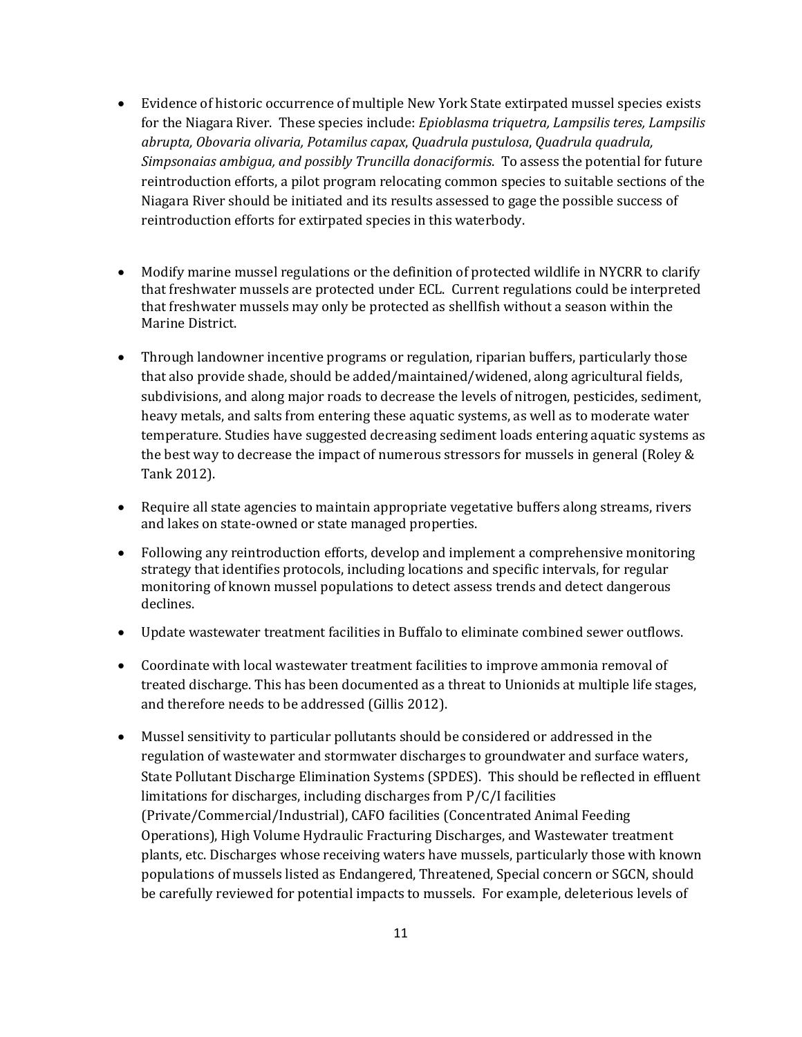- Evidence of historic occurrence of multiple New York State extirpated mussel species exists for the Niagara River. These species include: *Epioblasma triquetra, Lampsilis teres, Lampsilis abrupta, Obovaria olivaria, Potamilus capax*, *Quadrula pustulosa*, *Quadrula quadrula, Simpsonaias ambigua, and possibly Truncilla donaciformis*. To assess the potential for future reintroduction efforts, a pilot program relocating common species to suitable sections of the Niagara River should be initiated and its results assessed to gage the possible success of reintroduction efforts for extirpated species in this waterbody.

- Modify marine mussel regulations or the definition of protected wildlife in NYCRR to clarify that freshwater mussels are protected under ECL. Current regulations could be interpreted that freshwater mussels may only be protected as shellfish without a season within the Marine District.

- Through landowner incentive programs or regulation, riparian buffers, particularly those that also provide shade, should be added/maintained/widened, along agricultural fields, subdivisions, and along major roads to decrease the levels of nitrogen, pesticides, sediment, heavy metals, and salts from entering these aquatic systems, as well as to moderate water temperature. Studies have suggested decreasing sediment loads entering aquatic systems as the best way to decrease the impact of numerous stressors for mussels in general (Roley & Tank 2012).

- Require all state agencies to maintain appropriate vegetative buffers along streams, rivers and lakes on state-owned or state managed properties.

- Following any reintroduction efforts, develop and implement a comprehensive monitoring strategy that identifies protocols, including locations and specific intervals, for regular monitoring of known mussel populations to detect assess trends and detect dangerous declines.

- Update wastewater treatment facilities in Buffalo to eliminate combined sewer outflows.

- Coordinate with local wastewater treatment facilities to improve ammonia removal of treated discharge. This has been documented as a threat to Unionids at multiple life stages, and therefore needs to be addressed (Gillis 2012).

- Mussel sensitivity to particular pollutants should be considered or addressed in the regulation of wastewater and stormwater discharges to groundwater and surface waters, State Pollutant Discharge Elimination Systems (SPDES). This should be reflected in effluent limitations for discharges, including discharges from P/C/I facilities (Private/Commercial/Industrial), CAFO facilities (Concentrated Animal Feeding Operations), High Volume Hydraulic Fracturing Discharges, and Wastewater treatment plants, etc. Discharges whose receiving waters have mussels, particularly those with known populations of mussels listed as Endangered, Threatened, Special concern or SGCN, should be carefully reviewed for potential impacts to mussels. For example, deleterious levels of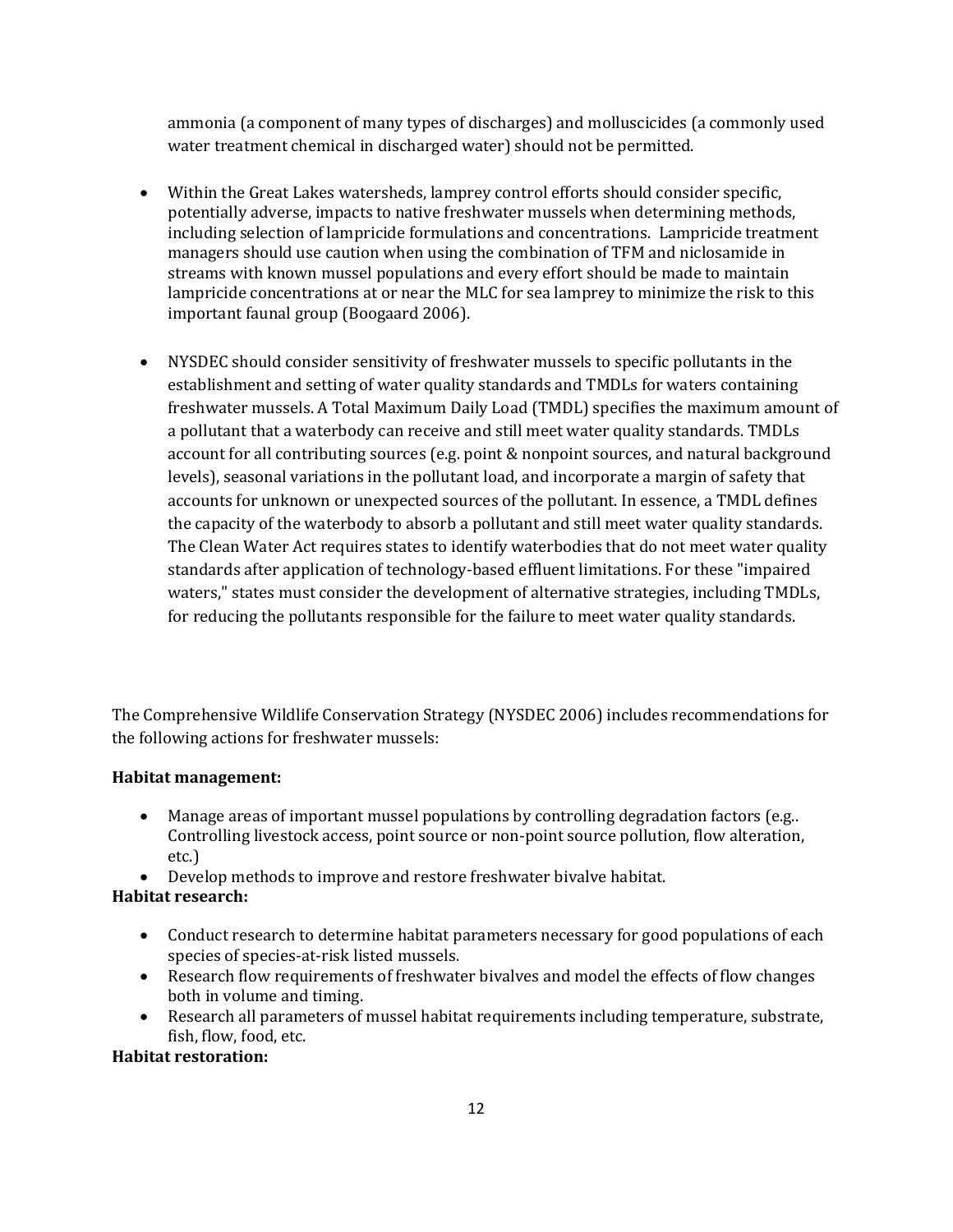ammonia (a component of many types of discharges) and molluscicides (a commonly used water treatment chemical in discharged water) should not be permitted.

- Within the Great Lakes watersheds, lamprey control efforts should consider specific, potentially adverse, impacts to native freshwater mussels when determining methods, including selection of lampricide formulations and concentrations. Lampricide treatment managers should use caution when using the combination of TFM and niclosamide in streams with known mussel populations and every effort should be made to maintain lampricide concentrations at or near the MLC for sea lamprey to minimize the risk to this important faunal group (Boogaard 2006).

- NYSDEC should consider sensitivity of freshwater mussels to specific pollutants in the establishment and setting of water quality standards and TMDLs for waters containing freshwater mussels. A Total Maximum Daily Load (TMDL) specifies the maximum amount of a pollutant that a waterbody can receive and still meet water quality standards. TMDLs account for all contributing sources (e.g. point & nonpoint sources, and natural background levels), seasonal variations in the pollutant load, and incorporate a margin of safety that accounts for unknown or unexpected sources of the pollutant. In essence, a TMDL defines the capacity of the waterbody to absorb a pollutant and still meet water quality standards. The Clean Water Act requires states to identify waterbodies that do not meet water quality standards after application of technology-based effluent limitations. For these "impaired waters," states must consider the development of alternative strategies, including TMDLs, for reducing the pollutants responsible for the failure to meet water quality standards.

The Comprehensive Wildlife Conservation Strategy (NYSDEC 2006) includes recommendations for the following actions for freshwater mussels:

**Habitat management:**

- Manage areas of important mussel populations by controlling degradation factors (e.g.. Controlling livestock access, point source or non-point source pollution, flow alteration, etc.)
- Develop methods to improve and restore freshwater bivalve habitat.

**Habitat research:**

- Conduct research to determine habitat parameters necessary for good populations of each species of species-at-risk listed mussels.
- Research flow requirements of freshwater bivalves and model the effects of flow changes both in volume and timing.
- Research all parameters of mussel habitat requirements including temperature, substrate, fish, flow, food, etc.

**Habitat restoration:**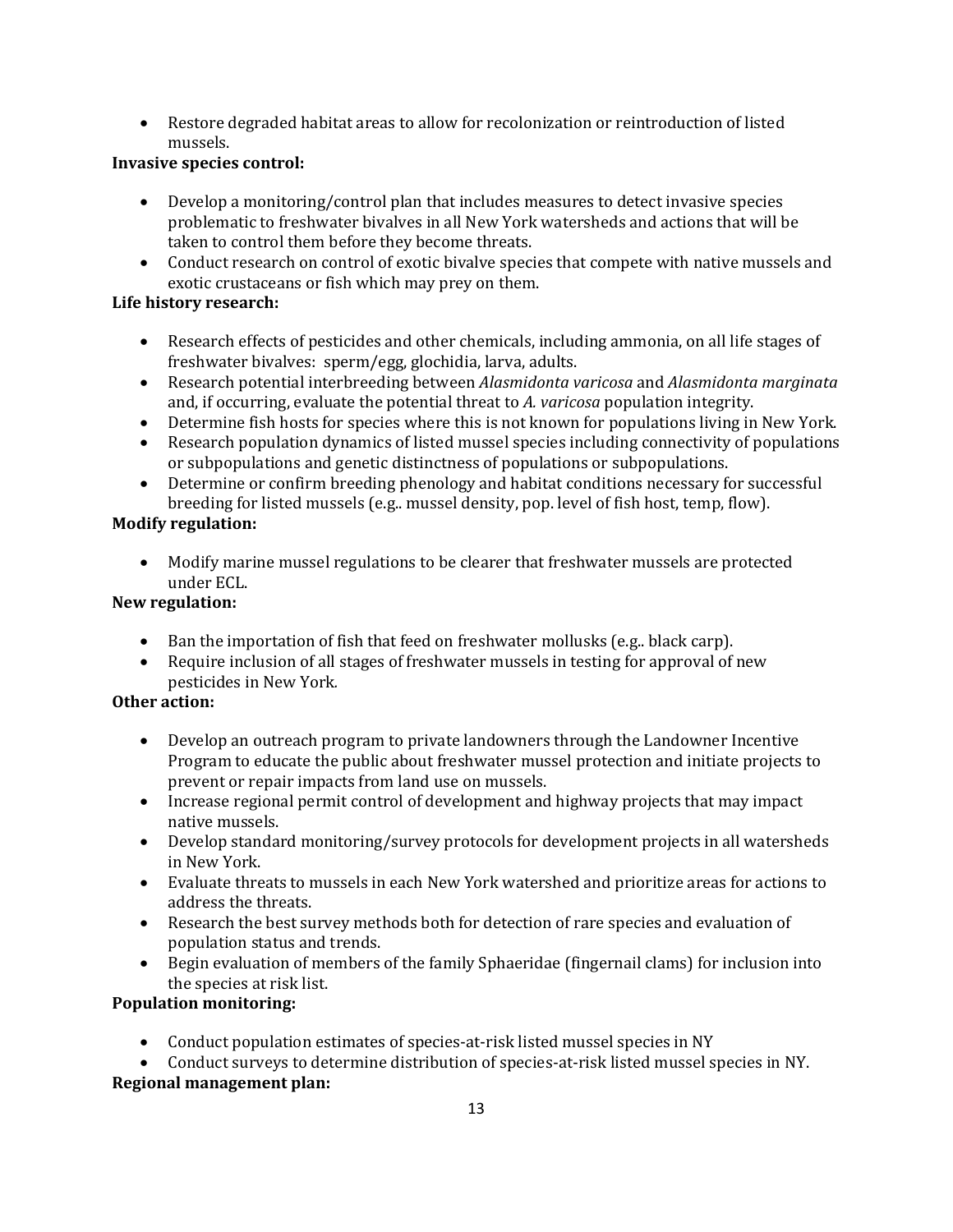- Restore degraded habitat areas to allow for recolonization or reintroduction of listed mussels.

**Invasive species control:**

- Develop a monitoring/control plan that includes measures to detect invasive species problematic to freshwater bivalves in all New York watersheds and actions that will be taken to control them before they become threats.
- Conduct research on control of exotic bivalve species that compete with native mussels and exotic crustaceans or fish which may prey on them.

**Life history research:**

- Research effects of pesticides and other chemicals, including ammonia, on all life stages of freshwater bivalves: sperm/egg, glochidia, larva, adults.
- Research potential interbreeding between *Alasmidonta varicosa* and *Alasmidonta marginata* and, if occurring, evaluate the potential threat to *A. varicosa* population integrity.
- Determine fish hosts for species where this is not known for populations living in New York.
- Research population dynamics of listed mussel species including connectivity of populations or subpopulations and genetic distinctness of populations or subpopulations.
- Determine or confirm breeding phenology and habitat conditions necessary for successful breeding for listed mussels (e.g.. mussel density, pop. level of fish host, temp, flow).

**Modify regulation:**

- Modify marine mussel regulations to be clearer that freshwater mussels are protected under ECL.

**New regulation:**

- Ban the importation of fish that feed on freshwater mollusks (e.g.. black carp).
- Require inclusion of all stages of freshwater mussels in testing for approval of new pesticides in New York.

**Other action:**

- Develop an outreach program to private landowners through the Landowner Incentive Program to educate the public about freshwater mussel protection and initiate projects to prevent or repair impacts from land use on mussels.
- Increase regional permit control of development and highway projects that may impact native mussels.
- Develop standard monitoring/survey protocols for development projects in all watersheds in New York.
- Evaluate threats to mussels in each New York watershed and prioritize areas for actions to address the threats.
- Research the best survey methods both for detection of rare species and evaluation of population status and trends.
- Begin evaluation of members of the family Sphaeridae (fingernail clams) for inclusion into the species at risk list.

**Population monitoring:**

- Conduct population estimates of species-at-risk listed mussel species in NY
- Conduct surveys to determine distribution of species-at-risk listed mussel species in NY.

**Regional management plan:**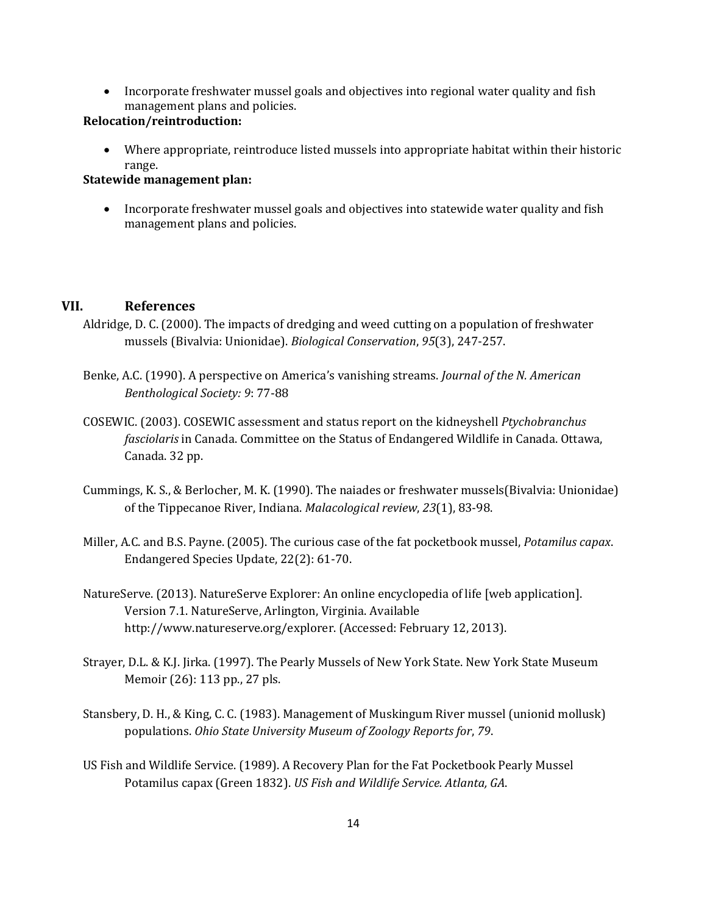- Incorporate freshwater mussel goals and objectives into regional water quality and fish management plans and policies.

**Relocation/reintroduction:**

- Where appropriate, reintroduce listed mussels into appropriate habitat within their historic range.

**Statewide management plan:**

- Incorporate freshwater mussel goals and objectives into statewide water quality and fish management plans and policies.

## VII. References

Aldridge, D. C. (2000). The impacts of dredging and weed cutting on a population of freshwater mussels (Bivalvia: Unionidae). *Biological Conservation*, *95*(3), 247-257.

Benke, A.C. (1990). A perspective on America's vanishing streams. *Journal of the N. American Benthological Society: 9*: 77-88

COSEWIC. (2003). COSEWIC assessment and status report on the kidneyshell *Ptychobranchus fasciolaris* in Canada. Committee on the Status of Endangered Wildlife in Canada. Ottawa, Canada. 32 pp.

Cummings, K. S., & Berlocher, M. K. (1990). The naiades or freshwater mussels(Bivalvia: Unionidae) of the Tippecanoe River, Indiana. *Malacological review*, *23*(1), 83-98.

Miller, A.C. and B.S. Payne. (2005). The curious case of the fat pocketbook mussel, *Potamilus capax*. Endangered Species Update, 22(2): 61-70.

NatureServe. (2013). NatureServe Explorer: An online encyclopedia of life [web application]. Version 7.1. NatureServe, Arlington, Virginia. Available http://www.natureserve.org/explorer. (Accessed: February 12, 2013).

Strayer, D.L. & K.J. Jirka. (1997). The Pearly Mussels of New York State. New York State Museum Memoir (26): 113 pp., 27 pls.

Stansbery, D. H., & King, C. C. (1983). Management of Muskingum River mussel (unionid mollusk) populations. *Ohio State University Museum of Zoology Reports for*, *79*.

US Fish and Wildlife Service. (1989). A Recovery Plan for the Fat Pocketbook Pearly Mussel Potamilus capax (Green 1832). *US Fish and Wildlife Service. Atlanta, GA*.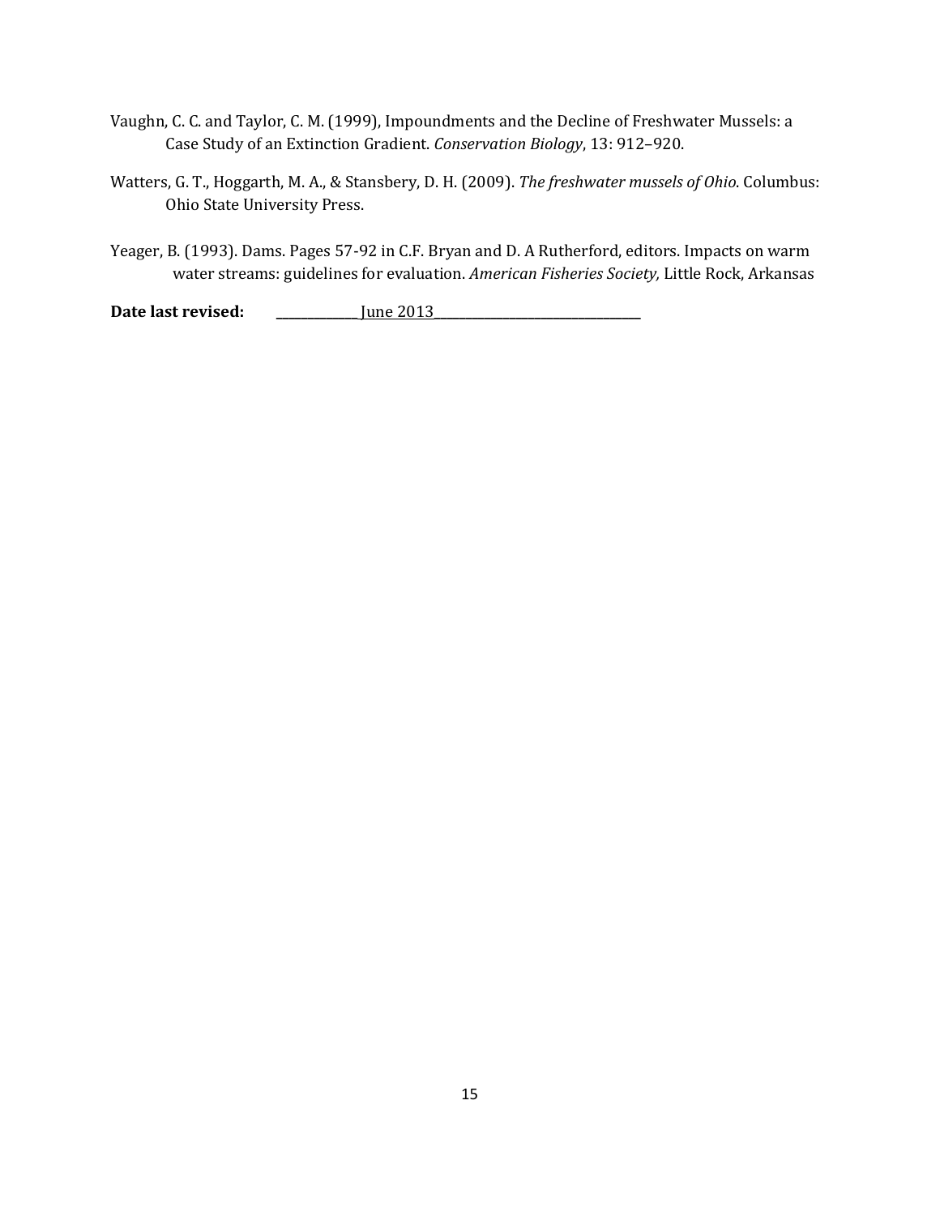Vaughn, C. C. and Taylor, C. M. (1999), Impoundments and the Decline of Freshwater Mussels: a Case Study of an Extinction Gradient. *Conservation Biology*, 13: 912–920.

Watters, G. T., Hoggarth, M. A., & Stansbery, D. H. (2009). *The freshwater mussels of Ohio*. Columbus: Ohio State University Press.

Yeager, B. (1993). Dams. Pages 57-92 in C.F. Bryan and D. A Rutherford, editors. Impacts on warm water streams: guidelines for evaluation. *American Fisheries Society,* Little Rock, Arkansas

**Date last revised:** June 2013